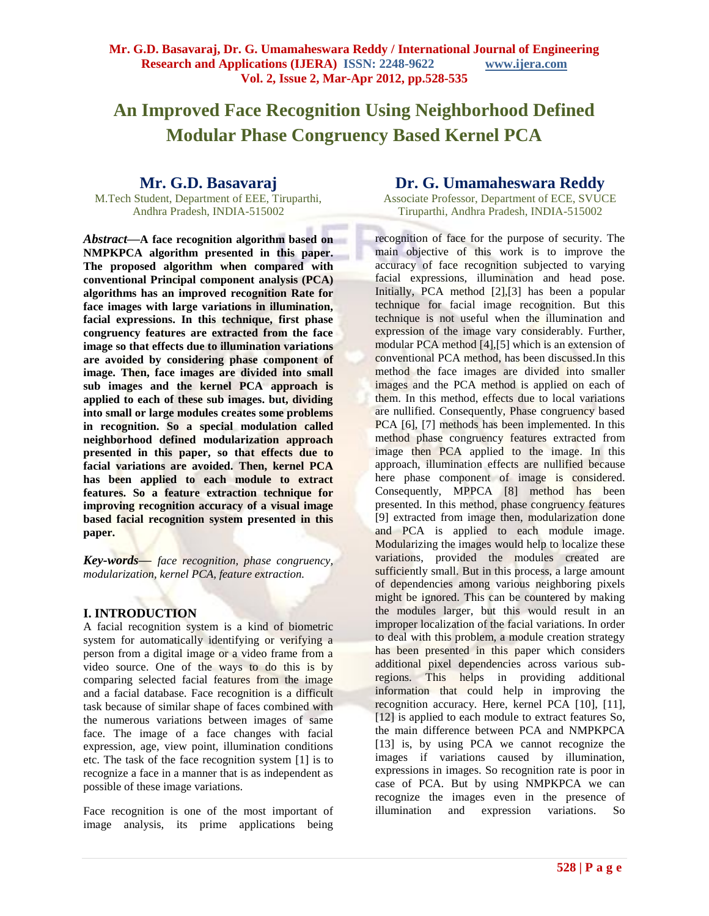# An Improved Face Recognition Using Neighborhood Defined Modular Phase Congruency Based Kernel PCA

**Mr. G.D. Basavaraj**
M.Tech Student, Department of EEE, Tiruparthi, Andhra Pradesh, INDIA-515002

**Dr. G. Umamaheswara Reddy**
Associate Professor, Department of ECE, SVUCE Tiruparthi, Andhra Pradesh, INDIA-515002

***Abstract*—A face recognition algorithm based on NMPKPCA algorithm presented in this paper. The proposed algorithm when compared with conventional Principal component analysis (PCA) algorithms has an improved recognition Rate for face images with large variations in illumination, facial expressions. In this technique, first phase congruency features are extracted from the face image so that effects due to illumination variations are avoided by considering phase component of image. Then, face images are divided into small sub images and the kernel PCA approach is applied to each of these sub images. but, dividing into small or large modules creates some problems in recognition. So a special modulation called neighborhood defined modularization approach presented in this paper, so that effects due to facial variations are avoided. Then, kernel PCA has been applied to each module to extract features. So a feature extraction technique for improving recognition accuracy of a visual image based facial recognition system presented in this paper.**

***Key-words*—** *face recognition, phase congruency, modularization, kernel PCA, feature extraction.*

## I. INTRODUCTION

A facial recognition system is a kind of biometric system for automatically identifying or verifying a person from a digital image or a video frame from a video source. One of the ways to do this is by comparing selected facial features from the image and a facial database. Face recognition is a difficult task because of similar shape of faces combined with the numerous variations between images of same face. The image of a face changes with facial expression, age, view point, illumination conditions etc. The task of the face recognition system [1] is to recognize a face in a manner that is as independent as possible of these image variations.

Face recognition is one of the most important of image analysis, its prime applications being recognition of face for the purpose of security. The main objective of this work is to improve the accuracy of face recognition subjected to varying facial expressions, illumination and head pose. Initially, PCA method [2],[3] has been a popular technique for facial image recognition. But this technique is not useful when the illumination and expression of the image vary considerably. Further, modular PCA method [4],[5] which is an extension of conventional PCA method, has been discussed.In this method the face images are divided into smaller images and the PCA method is applied on each of them. In this method, effects due to local variations are nullified. Consequently, Phase congruency based PCA [6], [7] methods has been implemented. In this method phase congruency features extracted from image then PCA applied to the image. In this approach, illumination effects are nullified because here phase component of image is considered. Consequently, MPPCA [8] method has been presented. In this method, phase congruency features [9] extracted from image then, modularization done and PCA is applied to each module image. Modularizing the images would help to localize these variations, provided the modules created are sufficiently small. But in this process, a large amount of dependencies among various neighboring pixels might be ignored. This can be countered by making the modules larger, but this would result in an improper localization of the facial variations. In order to deal with this problem, a module creation strategy has been presented in this paper which considers additional pixel dependencies across various sub-regions. This helps in providing additional information that could help in improving the recognition accuracy. Here, kernel PCA [10], [11], [12] is applied to each module to extract features So, the main difference between PCA and NMPKPCA [13] is, by using PCA we cannot recognize the images if variations caused by illumination, expressions in images. So recognition rate is poor in case of PCA. But by using NMPKPCA we can recognize the images even in the presence of illumination and expression variations. So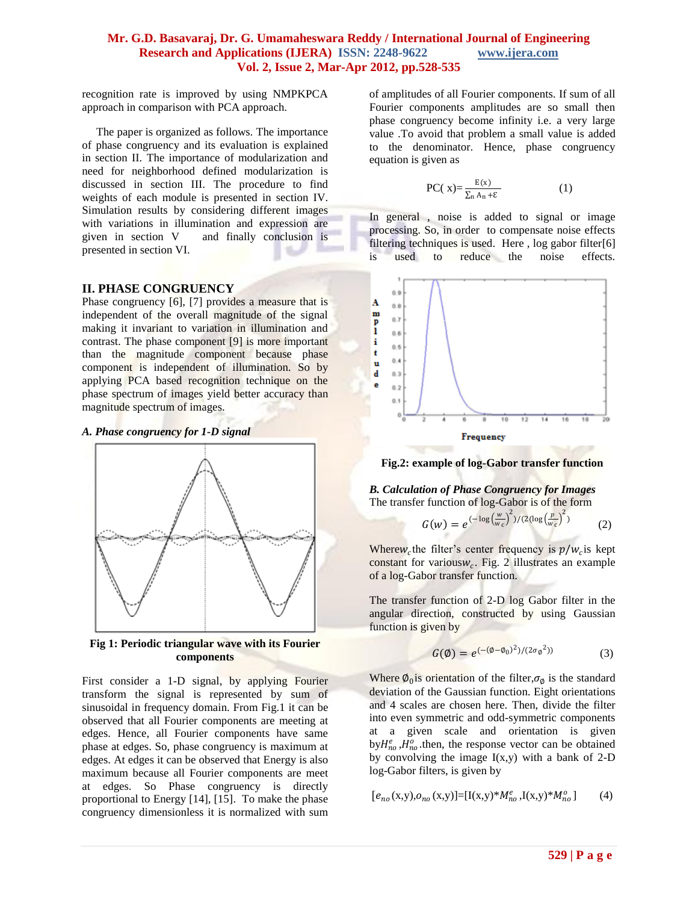recognition rate is improved by using NMPKPCA approach in comparison with PCA approach.

The paper is organized as follows. The importance of phase congruency and its evaluation is explained in section II. The importance of modularization and need for neighborhood defined modularization is discussed in section III. The procedure to find weights of each module is presented in section IV. Simulation results by considering different images with variations in illumination and expression are given in section V and finally conclusion is presented in section VI.

## II. PHASE CONGRUENCY

Phase congruency [6], [7] provides a measure that is independent of the overall magnitude of the signal making it invariant to variation in illumination and contrast. The phase component [9] is more important than the magnitude component because phase component is independent of illumination. So by applying PCA based recognition technique on the phase spectrum of images yield better accuracy than magnitude spectrum of images.

### *A. Phase congruency for 1-D signal*

Fig 1: Periodic triangular wave with its Fourier components

First consider a 1-D signal, by applying Fourier transform the signal is represented by sum of sinusoidal in frequency domain. From Fig.1 it can be observed that all Fourier components are meeting at edges. Hence, all Fourier components have same phase at edges. So, phase congruency is maximum at edges. At edges it can be observed that Energy is also maximum because all Fourier components are meet at edges. So Phase congruency is directly proportional to Energy [14], [15]. To make the phase congruency dimensionless it is normalized with sum of amplitudes of all Fourier components. If sum of all Fourier components amplitudes are so small then phase congruency become infinity i.e. a very large value .To avoid that problem a small value is added to the denominator. Hence, phase congruency equation is given as

$$\mathrm{PC}(x) = \frac{E(x)}{\sum_n A_n + \varepsilon} \qquad (1)$$

In general , noise is added to signal or image processing. So, in order to compensate noise effects filtering techniques is used. Here , log gabor filter[6] is used to reduce the noise effects.

Fig.2: example of log-Gabor transfer function

### *B. Calculation of Phase Congruency for Images*

The transfer function of log-Gabor is of the form

$$G(w) = e^{\left(-\log\left(\frac{w}{w_c}\right)^2\right)/\left(2\left(\log\left(\frac{p}{w_c}\right)^2\right)\right)} \qquad (2)$$

Where$w_c$the filter's center frequency is $p/w_c$is kept constant for various$w_c$. Fig. 2 illustrates an example of a log-Gabor transfer function.

The transfer function of 2-D log Gabor filter in the angular direction, constructed by using Gaussian function is given by

$$G(\emptyset) = e^{\left(-(\emptyset-\emptyset_0)^2\right)/\left(2\sigma_\emptyset{}^2\right)} \qquad (3)$$

Where $\emptyset_0$is orientation of the filter,$\sigma_\emptyset$ is the standard deviation of the Gaussian function. Eight orientations and 4 scales are chosen here. Then, divide the filter into even symmetric and odd-symmetric components at a given scale and orientation is given by$H^e_{no}$ ,$H^o_{no}$ .then, the response vector can be obtained by convolving the image I(x,y) with a bank of 2-D log-Gabor filters, is given by

$$[e_{no}(x,y), o_{no}(x,y)] = [I(x,y) * M^e_{no}, I(x,y) * M^o_{no}] \qquad (4)$$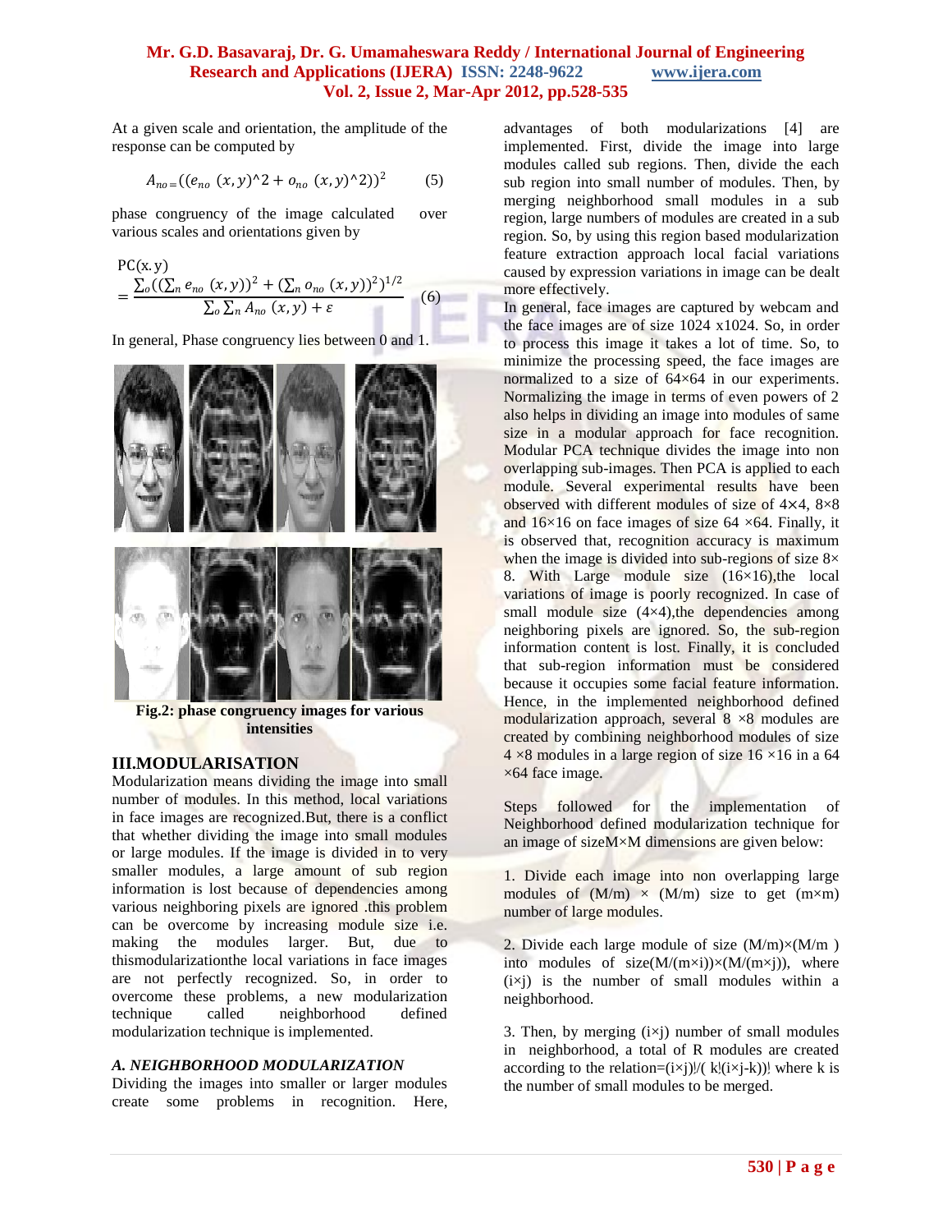At a given scale and orientation, the amplitude of the response can be computed by

$$A_{no} = ((e_{no}\ (x,y)^2 + o_{no}\ (x,y)^2))^2 \qquad (5)$$

phase congruency of the image calculated over various scales and orientations given by

$$PC(x.y) = \frac{\sum_o ((\sum_n e_{no}\ (x,y))^2 + (\sum_n o_{no}\ (x,y))^2)^{1/2}}{\sum_o \sum_n A_{no}\ (x,y) + \varepsilon} \qquad (6)$$

In general, Phase congruency lies between 0 and 1.

**Fig.2: phase congruency images for various intensities**

## III.MODULARISATION

Modularization means dividing the image into small number of modules. In this method, local variations in face images are recognized.But, there is a conflict that whether dividing the image into small modules or large modules. If the image is divided in to very smaller modules, a large amount of sub region information is lost because of dependencies among various neighboring pixels are ignored .this problem can be overcome by increasing module size i.e. making the modules larger. But, due to thismodularizationthe local variations in face images are not perfectly recognized. So, in order to overcome these problems, a new modularization technique called neighborhood defined modularization technique is implemented.

### *A. NEIGHBORHOOD MODULARIZATION*

Dividing the images into smaller or larger modules create some problems in recognition. Here, advantages of both modularizations [4] are implemented. First, divide the image into large modules called sub regions. Then, divide the each sub region into small number of modules. Then, by merging neighborhood small modules in a sub region, large numbers of modules are created in a sub region. So, by using this region based modularization feature extraction approach local facial variations caused by expression variations in image can be dealt more effectively.

In general, face images are captured by webcam and the face images are of size 1024 x1024. So, in order to process this image it takes a lot of time. So, to minimize the processing speed, the face images are normalized to a size of 64×64 in our experiments. Normalizing the image in terms of even powers of 2 also helps in dividing an image into modules of same size in a modular approach for face recognition. Modular PCA technique divides the image into non overlapping sub-images. Then PCA is applied to each module. Several experimental results have been observed with different modules of size of 4×4, 8×8 and 16×16 on face images of size 64 ×64. Finally, it is observed that, recognition accuracy is maximum when the image is divided into sub-regions of size 8× 8. With Large module size (16×16),the local variations of image is poorly recognized. In case of small module size (4×4),the dependencies among neighboring pixels are ignored. So, the sub-region information content is lost. Finally, it is concluded that sub-region information must be considered because it occupies some facial feature information. Hence, in the implemented neighborhood defined modularization approach, several 8 ×8 modules are created by combining neighborhood modules of size 4 ×8 modules in a large region of size 16 ×16 in a 64 ×64 face image.

Steps followed for the implementation of Neighborhood defined modularization technique for an image of sizeM×M dimensions are given below:

1. Divide each image into non overlapping large modules of (M/m) × (M/m) size to get (m×m) number of large modules.

2. Divide each large module of size (M/m)×(M/m ) into modules of size(M/(m×i))×(M/(m×j)), where (i×j) is the number of small modules within a neighborhood.

3. Then, by merging (i×j) number of small modules in neighborhood, a total of R modules are created according to the relation=(i×j)!/( k!(i×j-k))! where k is the number of small modules to be merged.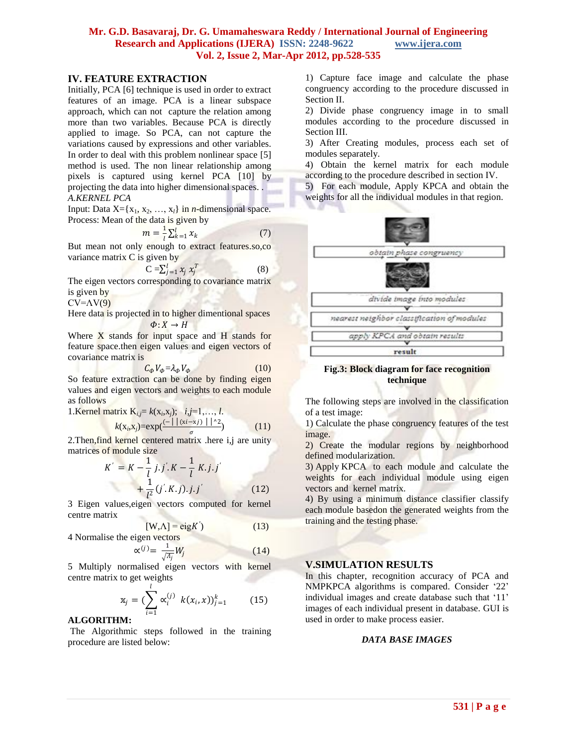## IV. FEATURE EXTRACTION

Initially, PCA [6] technique is used in order to extract features of an image. PCA is a linear subspace approach, which can not capture the relation among more than two variables. Because PCA is directly applied to image. So PCA, can not capture the variations caused by expressions and other variables. In order to deal with this problem nonlinear space [5] method is used. The non linear relationship among pixels is captured using kernel PCA [10] by projecting the data into higher dimensional spaces. .

*A.KERNEL PCA*

Input: Data X={$x_1$, $x_2$, …, $x_l$} in *n*-dimensional space.

Process: Mean of the data is given by

$$m = \frac{1}{l}\sum_{k=1}^{l} x_k \qquad (7)$$

But mean not only enough to extract features.so,co variance matrix C is given by

$$C = \sum_{j=1}^{l} x_j\, x_j^T \qquad (8)$$

The eigen vectors corresponding to covariance matrix is given by

CV=ΛV(9)

Here data is projected in to higher dimentional spaces

$$\Phi: X \rightarrow H$$

Where X stands for input space and H stands for feature space.then eigen values and eigen vectors of covariance matrix is

$$C_\Phi V_\Phi = \lambda_\Phi V_\Phi \qquad (10)$$

So feature extraction can be done by finding eigen values and eigen vectors and weights to each module as follows

1.Kernel matrix $K_{i,j}= k(x_i,x_j)$; $i,j=1,\ldots, l$.

$$k(x_i,x_j)=\exp\left(\frac{-||(xi-xj)||^{\wedge 2}}{\sigma}\right) \qquad (11)$$

2.Then,find kernel centered matrix .here i,j are unity matrices of module size

$$K' = K - \frac{1}{l}\, j.j'.K - \frac{1}{l}\, K.j.j' + \frac{1}{l^2}(j'.K.j).j.j' \qquad (12)$$

3 Eigen values,eigen vectors computed for kernel centre matrix

$$[W,\Lambda] = \text{eig}K') \qquad (13)$$

4 Normalise the eigen vectors

$$\propto^{(j)} = \frac{1}{\sqrt{\Lambda_j}} W_j \qquad (14)$$

5 Multiply normalised eigen vectors with kernel centre matrix to get weights

$$x_j = \left(\sum_{i=1}^{l} \propto_i^{(j)}\ k(x_i,x)\right)_{j=1}^{k} \qquad (15)$$

**ALGORITHM:**

The Algorithmic steps followed in the training procedure are listed below:

1) Capture face image and calculate the phase congruency according to the procedure discussed in Section II.

2) Divide phase congruency image in to small modules according to the procedure discussed in Section III.

3) After Creating modules, process each set of modules separately.

4) Obtain the kernel matrix for each module according to the procedure described in section IV.

5) For each module, Apply KPCA and obtain the weights for all the individual modules in that region.

**Fig.3: Block diagram for face recognition technique**

The following steps are involved in the classification of a test image:

1) Calculate the phase congruency features of the test image.

2) Create the modular regions by neighborhood defined modularization.

3) Apply KPCA to each module and calculate the weights for each individual module using eigen vectors and kernel matrix.

4) By using a minimum distance classifier classify each module basedon the generated weights from the training and the testing phase.

## V.SIMULATION RESULTS

In this chapter, recognition accuracy of PCA and NMPKPCA algorithms is compared. Consider '22' individual images and create database such that '11' images of each individual present in database. GUI is used in order to make process easier.

***DATA BASE IMAGES***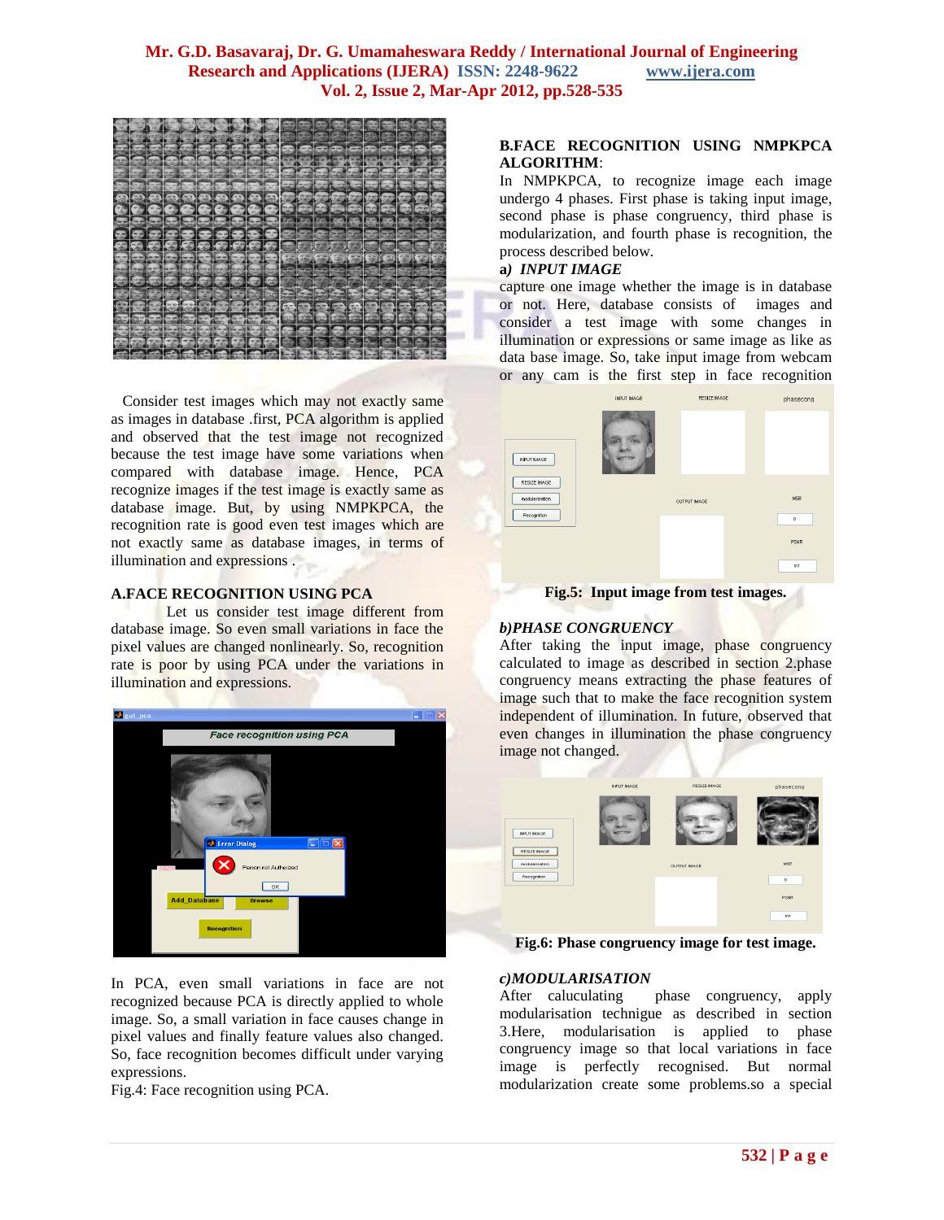Consider test images which may not exactly same as images in database .first, PCA algorithm is applied and observed that the test image not recognized because the test image have some variations when compared with database image. Hence, PCA recognize images if the test image is exactly same as database image. But, by using NMPKPCA, the recognition rate is good even test images which are not exactly same as database images, in terms of illumination and expressions .

### A.FACE RECOGNITION USING PCA

Let us consider test image different from database image. So even small variations in face the pixel values are changed nonlinearly. So, recognition rate is poor by using PCA under the variations in illumination and expressions.

In PCA, even small variations in face are not recognized because PCA is directly applied to whole image. So, a small variation in face causes change in pixel values and finally feature values also changed. So, face recognition becomes difficult under varying expressions.

Fig.4: Face recognition using PCA.

### B.FACE RECOGNITION USING NMPKPCA ALGORITHM:

In NMPKPCA, to recognize image each image undergo 4 phases. First phase is taking input image, second phase is phase congruency, third phase is modularization, and fourth phase is recognition, the process described below.

***a) INPUT IMAGE***

capture one image whether the image is in database or not. Here, database consists of images and consider a test image with some changes in illumination or expressions or same image as like as data base image. So, take input image from webcam or any cam is the first step in face recognition

**Fig.5: Input image from test images.**

***b)PHASE CONGRUENCY***

After taking the input image, phase congruency calculated to image as described in section 2.phase congruency means extracting the phase features of image such that to make the face recognition system independent of illumination. In future, observed that even changes in illumination the phase congruency image not changed.

**Fig.6: Phase congruency image for test image.**

***c)MODULARISATION***

After caluculating phase congruency, apply modularisation technigue as described in section 3.Here, modularisation is applied to phase congruency image so that local variations in face image is perfectly recognised. But normal modularization create some problems.so a special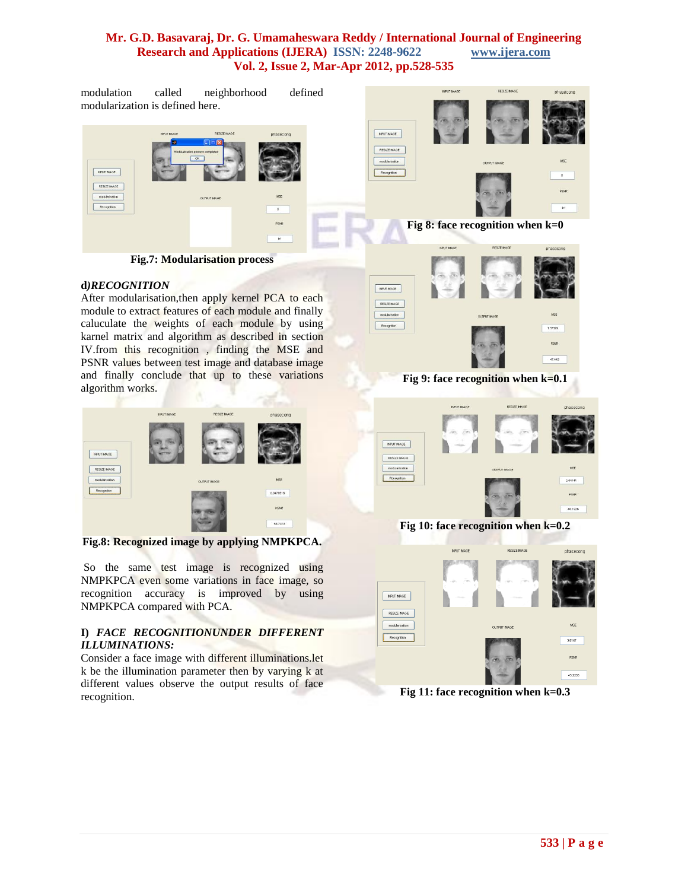modulation called neighborhood defined modularization is defined here.

Fig.7: Modularisation process

**d)*RECOGNITION***

After modularisation,then apply kernel PCA to each module to extract features of each module and finally caluculate the weights of each module by using karnel matrix and algorithm as described in section IV.from this recognition , finding the MSE and PSNR values between test image and database image and finally conclude that up to these variations algorithm works.

Fig.8: Recognized image by applying NMPKPCA.

So the same test image is recognized using NMPKPCA even some variations in face image, so recognition accuracy is improved by using NMPKPCA compared with PCA.

**I) *FACE RECOGNITIONUNDER DIFFERENT ILLUMINATIONS:***

Consider a face image with different illuminations.let k be the illumination parameter then by varying k at different values observe the output results of face recognition.

Fig 8: face recognition when k=0

Fig 9: face recognition when k=0.1

Fig 10: face recognition when k=0.2

Fig 11: face recognition when k=0.3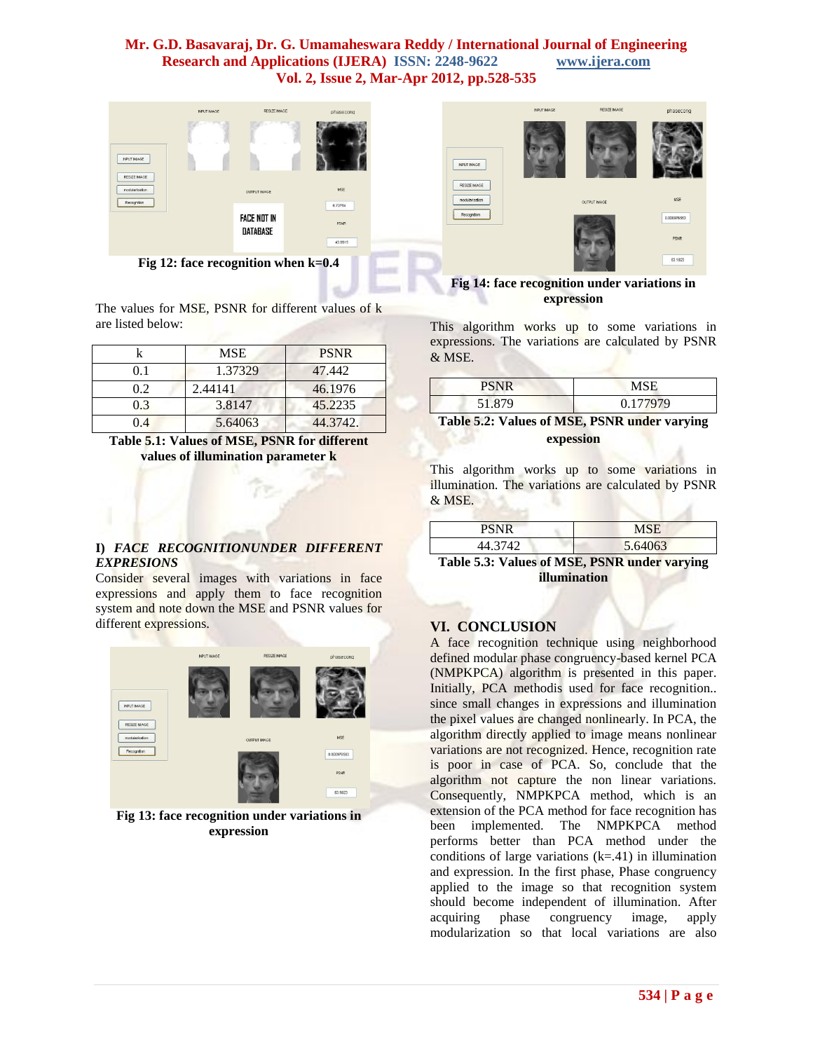Fig 12: face recognition when k=0.4

The values for MSE, PSNR for different values of k are listed below:

| k | MSE | PSNR |
|---|---|---|
| 0.1 | 1.37329 | 47.442 |
| 0.2 | 2.44141 | 46.1976 |
| 0.3 | 3.8147 | 45.2235 |
| 0.4 | 5.64063 | 44.3742. |

**Table 5.1: Values of MSE, PSNR for different values of illumination parameter k**

**I) *FACE RECOGNITIONUNDER DIFFERENT EXPRESIONS***

Consider several images with variations in face expressions and apply them to face recognition system and note down the MSE and PSNR values for different expressions.

**Fig 13: face recognition under variations in expression**

**Fig 14: face recognition under variations in expression**

This algorithm works up to some variations in expressions. The variations are calculated by PSNR & MSE.

| PSNR | MSE |
|---|---|
| 51.879 | 0.177979 |

**Table 5.2: Values of MSE, PSNR under varying expession**

This algorithm works up to some variations in illumination. The variations are calculated by PSNR & MSE.

| PSNR | MSE |
|---|---|
| 44.3742 | 5.64063 |

**Table 5.3: Values of MSE, PSNR under varying illumination**

## VI. CONCLUSION

A face recognition technique using neighborhood defined modular phase congruency-based kernel PCA (NMPKPCA) algorithm is presented in this paper. Initially, PCA methodis used for face recognition.. since small changes in expressions and illumination the pixel values are changed nonlinearly. In PCA, the algorithm directly applied to image means nonlinear variations are not recognized. Hence, recognition rate is poor in case of PCA. So, conclude that the algorithm not capture the non linear variations. Consequently, NMPKPCA method, which is an extension of the PCA method for face recognition has been implemented. The NMPKPCA method performs better than PCA method under the conditions of large variations (k=.41) in illumination and expression. In the first phase, Phase congruency applied to the image so that recognition system should become independent of illumination. After acquiring phase congruency image, apply modularization so that local variations are also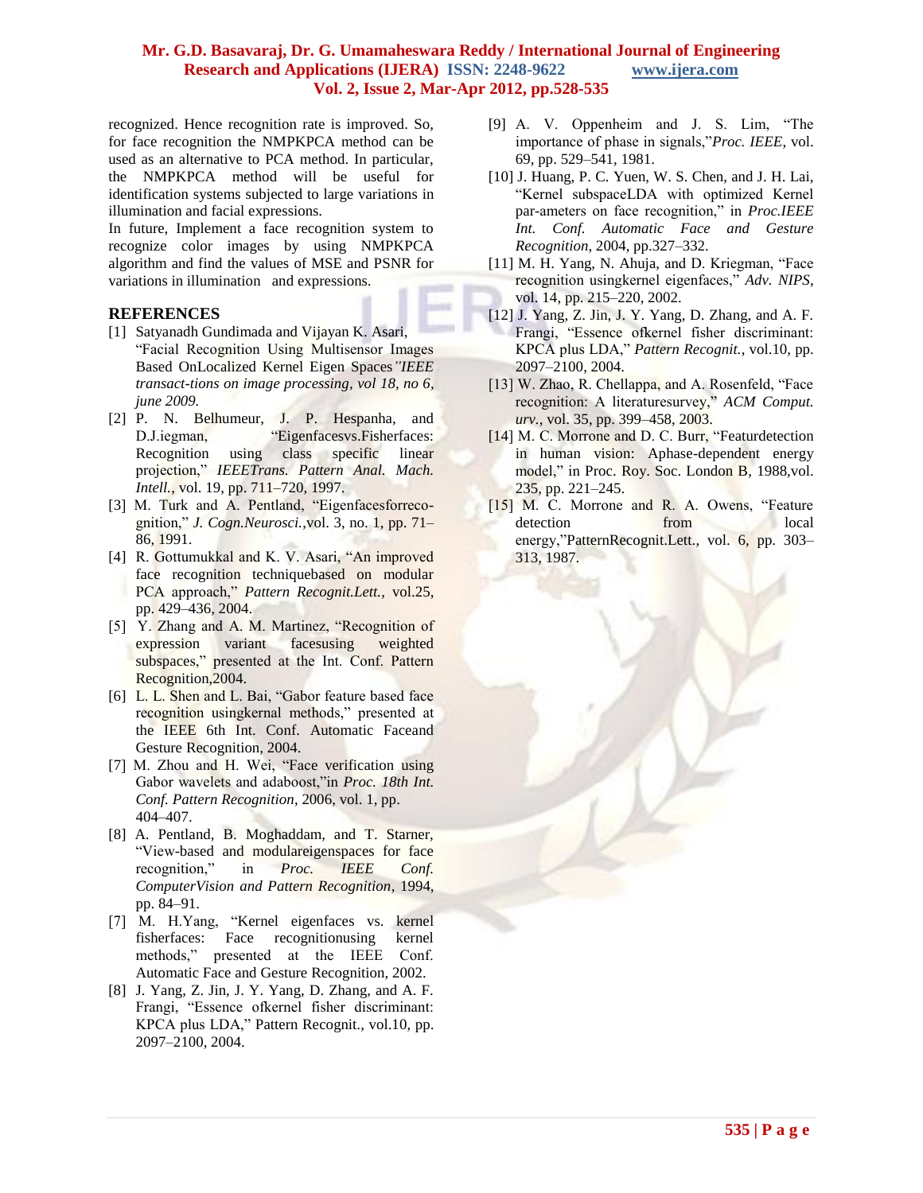recognized. Hence recognition rate is improved. So, for face recognition the NMPKPCA method can be used as an alternative to PCA method. In particular, the NMPKPCA method will be useful for identification systems subjected to large variations in illumination and facial expressions.

In future, Implement a face recognition system to recognize color images by using NMPKPCA algorithm and find the values of MSE and PSNR for variations in illumination and expressions.

## REFERENCES

[1] Satyanadh Gundimada and Vijayan K. Asari, "Facial Recognition Using Multisensor Images Based OnLocalized Kernel Eigen Spaces*"IEEE transact-tions on image processing, vol 18, no 6, june 2009.*

[2] P. N. Belhumeur, J. P. Hespanha, and D.J.iegman, "Eigenfacesvs.Fisherfaces: Recognition using class specific linear projection," *IEEETrans. Pattern Anal. Mach. Intell.*, vol. 19, pp. 711–720, 1997.

[3] M. Turk and A. Pentland, "Eigenfacesforreco-gnition," *J. Cogn.Neurosci.,*vol. 3, no. 1, pp. 71–86, 1991.

[4] R. Gottumukkal and K. V. Asari, "An improved face recognition techniquebased on modular PCA approach," *Pattern Recognit.Lett.*, vol.25, pp. 429–436, 2004.

[5] Y. Zhang and A. M. Martinez, "Recognition of expression variant facesusing weighted subspaces," presented at the Int. Conf. Pattern Recognition,2004.

[6] L. L. Shen and L. Bai, "Gabor feature based face recognition usingkernal methods," presented at the IEEE 6th Int. Conf. Automatic Faceand Gesture Recognition, 2004.

[7] M. Zhou and H. Wei, "Face verification using Gabor wavelets and adaboost,"in *Proc. 18th Int. Conf. Pattern Recognition*, 2006, vol. 1, pp. 404–407.

[8] A. Pentland, B. Moghaddam, and T. Starner, "View-based and modulareigenspaces for face recognition," in *Proc. IEEE Conf. ComputerVision and Pattern Recognition*, 1994, pp. 84–91.

[7] M. H.Yang, "Kernel eigenfaces vs. kernel fisherfaces: Face recognitionusing kernel methods," presented at the IEEE Conf. Automatic Face and Gesture Recognition, 2002.

[8] J. Yang, Z. Jin, J. Y. Yang, D. Zhang, and A. F. Frangi, "Essence ofkernel fisher discriminant: KPCA plus LDA," Pattern Recognit., vol.10, pp. 2097–2100, 2004.

[9] A. V. Oppenheim and J. S. Lim, "The importance of phase in signals,"*Proc. IEEE*, vol. 69, pp. 529–541, 1981.

[10] J. Huang, P. C. Yuen, W. S. Chen, and J. H. Lai, "Kernel subspaceLDA with optimized Kernel par-ameters on face recognition," in *Proc.IEEE Int. Conf. Automatic Face and Gesture Recognition*, 2004, pp.327–332.

[11] M. H. Yang, N. Ahuja, and D. Kriegman, "Face recognition usingkernel eigenfaces," *Adv. NIPS*, vol. 14, pp. 215–220, 2002.

[12] J. Yang, Z. Jin, J. Y. Yang, D. Zhang, and A. F. Frangi, "Essence ofkernel fisher discriminant: KPCA plus LDA," *Pattern Recognit.*, vol.10, pp. 2097–2100, 2004.

[13] W. Zhao, R. Chellappa, and A. Rosenfeld, "Face recognition: A literaturesurvey," *ACM Comput. urv.*, vol. 35, pp. 399–458, 2003.

[14] M. C. Morrone and D. C. Burr, "Featurdetection in human vision: Aphase-dependent energy model," in Proc. Roy. Soc. London B, 1988,vol. 235, pp. 221–245.

[15] M. C. Morrone and R. A. Owens, "Feature detection from local energy,"PatternRecognit.Lett., vol. 6, pp. 303–313, 1987.